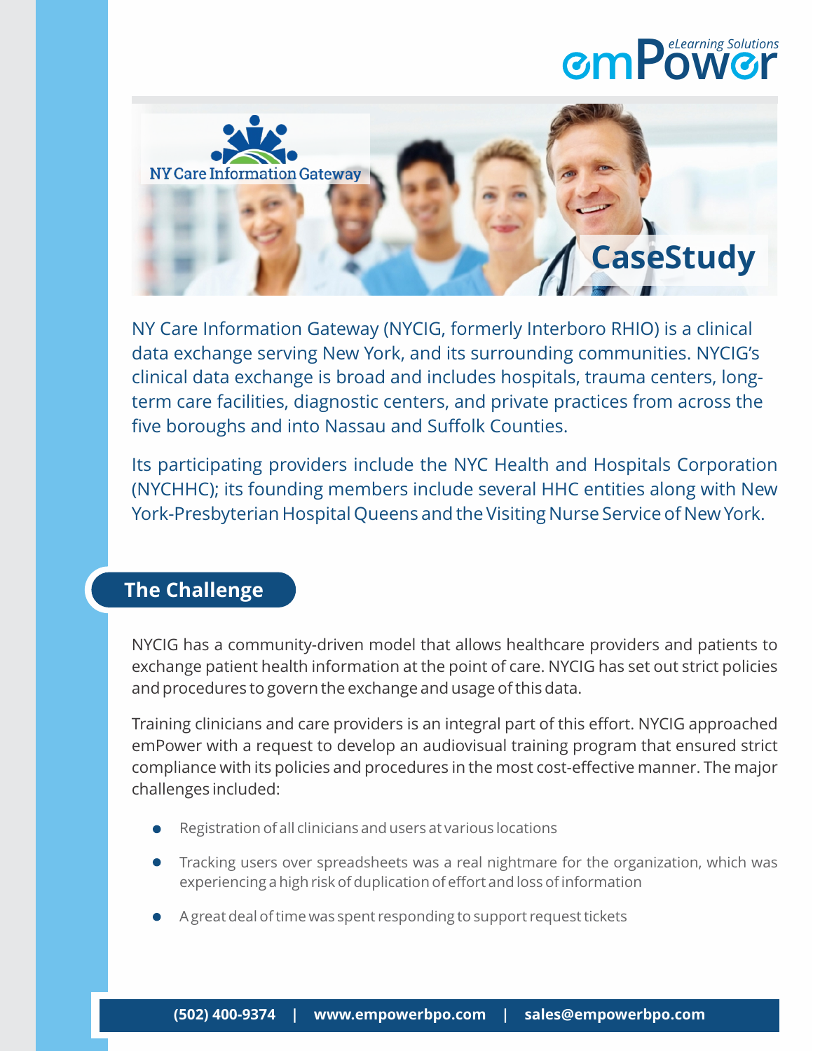# CaseStudy

NY Care Information Gateway (NYCIG, formerly Interboro RHIO) is a clinical data exchange serving New York, and its surrounding communities. NYCIG's clinical data exchange is broad and includes hospitals, trauma centers, long-term care facilities, diagnostic centers, and private practices from across the five boroughs and into Nassau and Suffolk Counties.

Its participating providers include the NYC Health and Hospitals Corporation (NYCHHC); its founding members include several HHC entities along with New York-Presbyterian Hospital Queens and the Visiting Nurse Service of New York.

## The Challenge

NYCIG has a community-driven model that allows healthcare providers and patients to exchange patient health information at the point of care. NYCIG has set out strict policies and procedures to govern the exchange and usage of this data.

Training clinicians and care providers is an integral part of this effort. NYCIG approached emPower with a request to develop an audiovisual training program that ensured strict compliance with its policies and procedures in the most cost-effective manner. The major challenges included:

- Registration of all clinicians and users at various locations
- Tracking users over spreadsheets was a real nightmare for the organization, which was experiencing a high risk of duplication of effort and loss of information
- A great deal of time was spent responding to support request tickets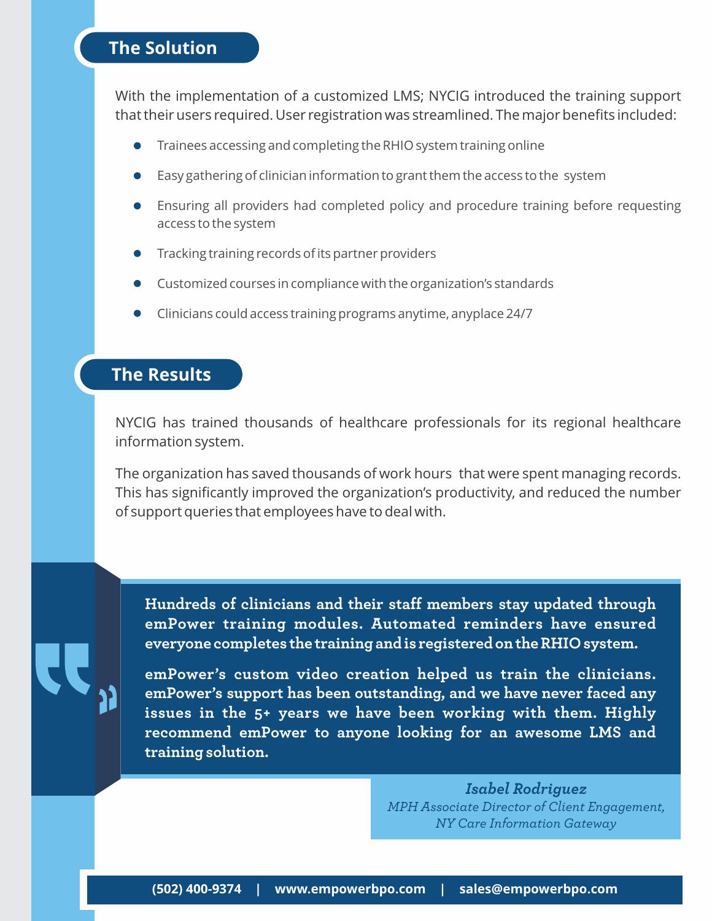## The Solution

With the implementation of a customized LMS; NYCIG introduced the training support that their users required. User registration was streamlined. The major benefits included:

- Trainees accessing and completing the RHIO system training online
- Easy gathering of clinician information to grant them the access to the system
- Ensuring all providers had completed policy and procedure training before requesting access to the system
- Tracking training records of its partner providers
- Customized courses in compliance with the organization's standards
- Clinicians could access training programs anytime, anyplace 24/7

## The Results

NYCIG has trained thousands of healthcare professionals for its regional healthcare information system.

The organization has saved thousands of work hours that were spent managing records. This has significantly improved the organization's productivity, and reduced the number of support queries that employees have to deal with.

> **Hundreds of clinicians and their staff members stay updated through emPower training modules. Automated reminders have ensured everyone completes the training and is registered on the RHIO system.**
>
> **emPower's custom video creation helped us train the clinicians. emPower's support has been outstanding, and we have never faced any issues in the 5+ years we have been working with them. Highly recommend emPower to anyone looking for an awesome LMS and training solution.**

***Isabel Rodriguez***
*MPH Associate Director of Client Engagement,*
*NY Care Information Gateway*

**(502) 400-9374 | www.empowerbpo.com | sales@empowerbpo.com**